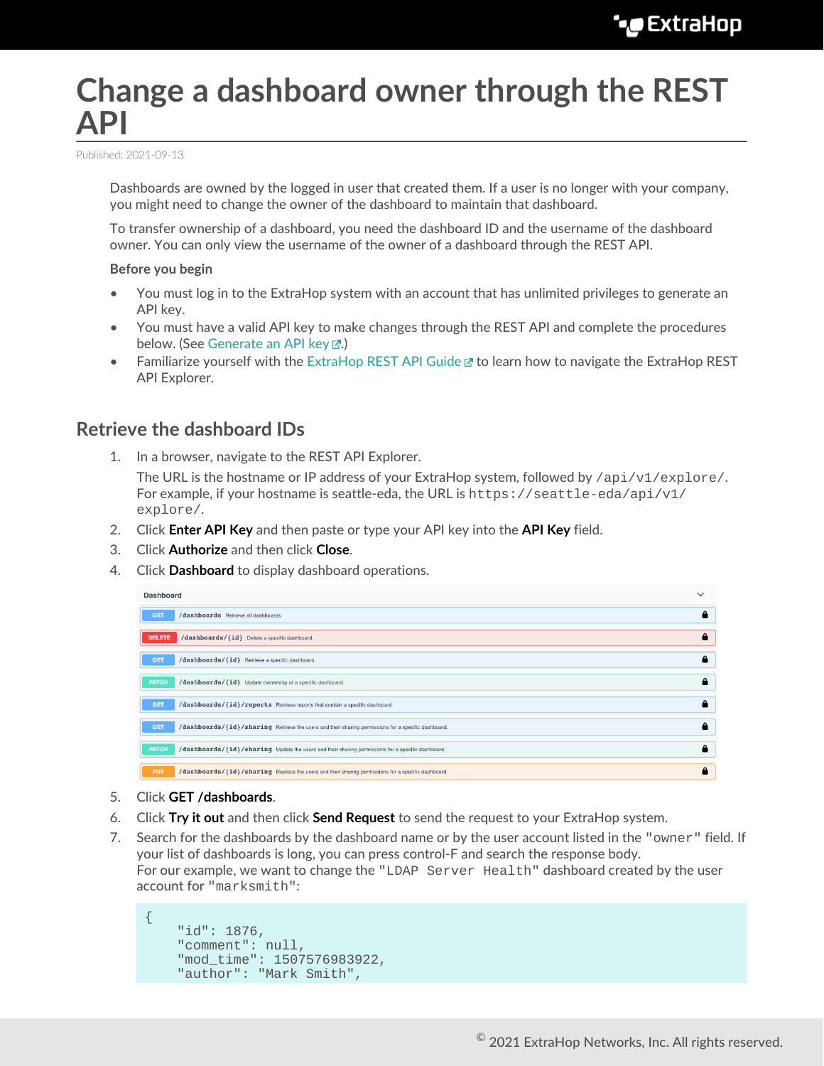# Change a dashboard owner through the REST API

Published: 2021-09-13

Dashboards are owned by the logged in user that created them. If a user is no longer with your company, you might need to change the owner of the dashboard to maintain that dashboard.

To transfer ownership of a dashboard, you need the dashboard ID and the username of the dashboard owner. You can only view the username of the owner of a dashboard through the REST API.

**Before you begin**

- You must log in to the ExtraHop system with an account that has unlimited privileges to generate an API key.
- You must have a valid API key to make changes through the REST API and complete the procedures below. (See Generate an API key.)
- Familiarize yourself with the ExtraHop REST API Guide to learn how to navigate the ExtraHop REST API Explorer.

## Retrieve the dashboard IDs

1. In a browser, navigate to the REST API Explorer.

   The URL is the hostname or IP address of your ExtraHop system, followed by `/api/v1/explore/`. For example, if your hostname is seattle-eda, the URL is `https://seattle-eda/api/v1/explore/`.
2. Click **Enter API Key** and then paste or type your API key into the **API Key** field.
3. Click **Authorize** and then click **Close**.
4. Click **Dashboard** to display dashboard operations.

   | Dashboard | | |
   |---|---|---|
   | GET | /dashboards | Retrieve all dashboards. |
   | DELETE | /dashboards/{id} | Delete a specific dashboard. |
   | GET | /dashboards/{id} | Retrieve a specific dashboard. |
   | PATCH | /dashboards/{id} | Update ownership of a specific dashboard. |
   | GET | /dashboards/{id}/reports | Retrieve reports that contain a specific dashboard. |
   | GET | /dashboards/{id}/sharing | Retrieve the users and their sharing permissions for a specific dashboard. |
   | PATCH | /dashboards/{id}/sharing | Update the users and their sharing permissions for a specific dashboard. |
   | PUT | /dashboards/{id}/sharing | Replace the users and their sharing permissions for a specific dashboard. |

5. Click **GET /dashboards**.
6. Click **Try it out** and then click **Send Request** to send the request to your ExtraHop system.
7. Search for the dashboards by the dashboard name or by the user account listed in the `"owner"` field. If your list of dashboards is long, you can press control-F and search the response body.
   For our example, we want to change the `"LDAP Server Health"` dashboard created by the user account for `"marksmith"`:

```
{
    "id": 1876,
    "comment": null,
    "mod_time": 1507576983922,
    "author": "Mark Smith",
```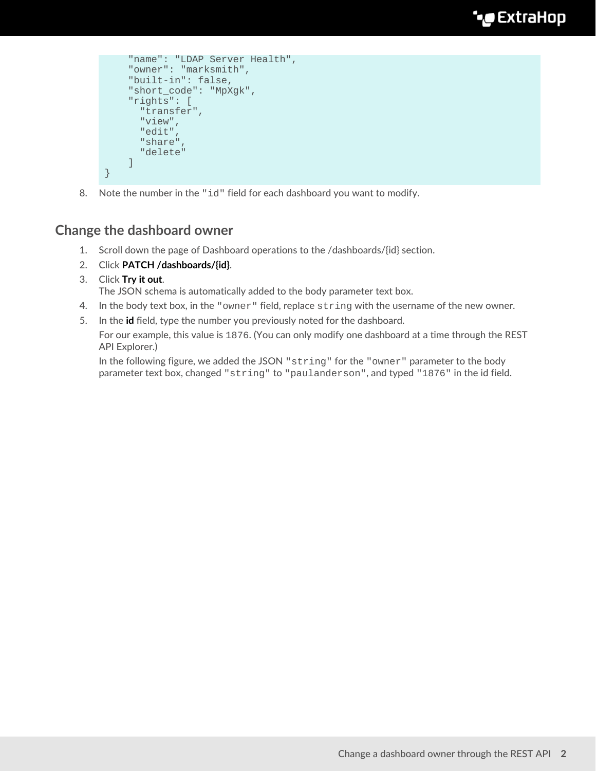```
    "name": "LDAP Server Health",
    "owner": "marksmith",
    "built-in": false,
    "short_code": "MpXgk",
    "rights": [
      "transfer",
      "view",
      "edit",
      "share",
      "delete"
    ]
}
```

8. Note the number in the `"id"` field for each dashboard you want to modify.

## Change the dashboard owner

1. Scroll down the page of Dashboard operations to the /dashboards/{id} section.
2. Click **PATCH /dashboards/{id}**.
3. Click **Try it out**.
   The JSON schema is automatically added to the body parameter text box.
4. In the body text box, in the `"owner"` field, replace `string` with the username of the new owner.
5. In the **id** field, type the number you previously noted for the dashboard.

   For our example, this value is `1876`. (You can only modify one dashboard at a time through the REST API Explorer.)

   In the following figure, we added the JSON `"string"` for the `"owner"` parameter to the body parameter text box, changed `"string"` to `"paulanderson"`, and typed `"1876"` in the id field.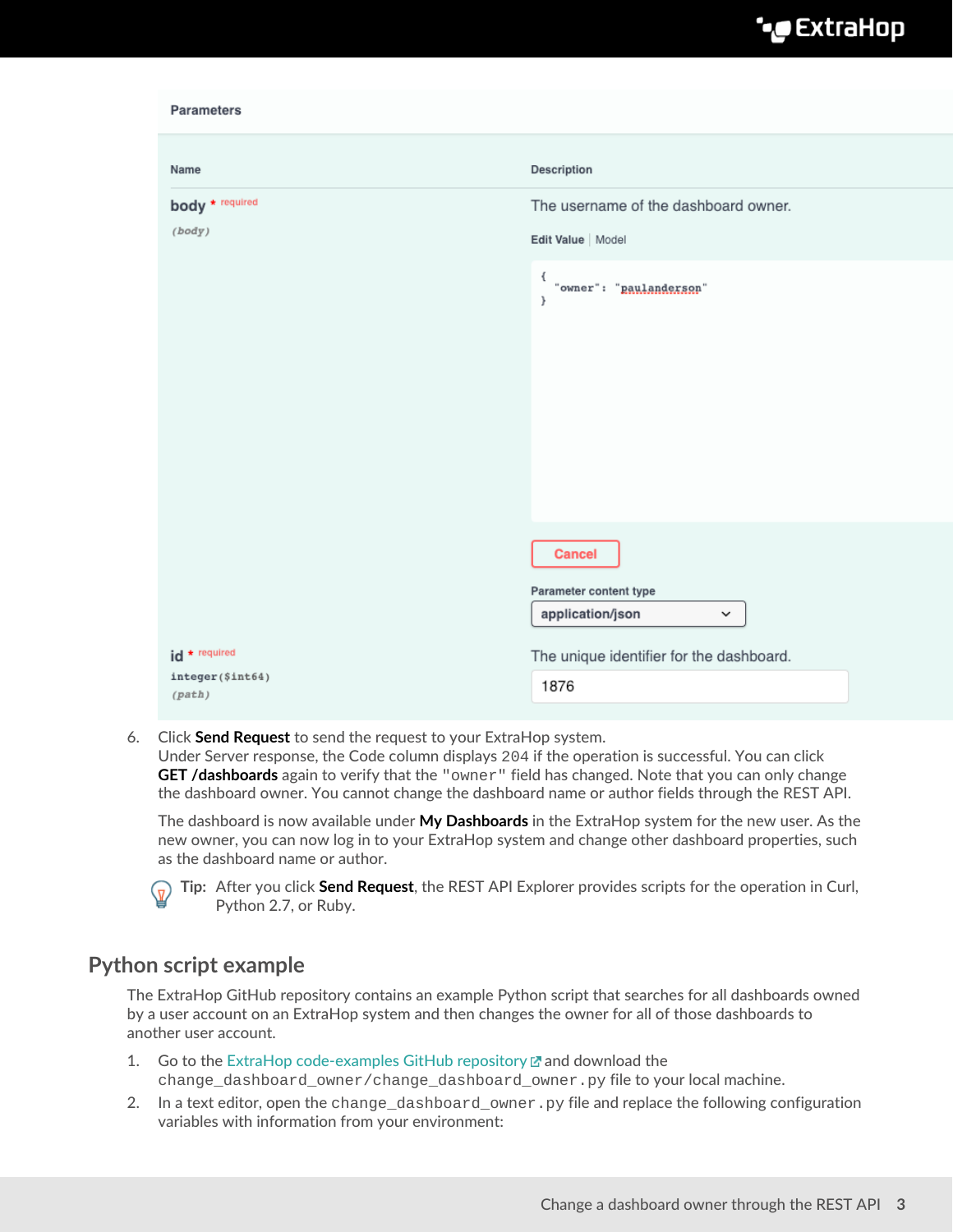**Parameters**

| Name | Description |
| --- | --- |
| **body** * required<br>*(body)* | The username of the dashboard owner.<br>Edit Value \| Model<br>`{ "owner": "paulanderson" }`<br>Cancel<br>Parameter content type<br>application/json |
| **id** * required<br>integer($int64)<br>*(path)* | The unique identifier for the dashboard.<br>1876 |

6. Click **Send Request** to send the request to your ExtraHop system.
   Under Server response, the Code column displays `204` if the operation is successful. You can click **GET /dashboards** again to verify that the `"owner"` field has changed. Note that you can only change the dashboard owner. You cannot change the dashboard name or author fields through the REST API.

   The dashboard is now available under **My Dashboards** in the ExtraHop system for the new user. As the new owner, you can now log in to your ExtraHop system and change other dashboard properties, such as the dashboard name or author.

   **Tip:** After you click **Send Request**, the REST API Explorer provides scripts for the operation in Curl, Python 2.7, or Ruby.

## Python script example

The ExtraHop GitHub repository contains an example Python script that searches for all dashboards owned by a user account on an ExtraHop system and then changes the owner for all of those dashboards to another user account.

1. Go to the ExtraHop code-examples GitHub repository and download the `change_dashboard_owner/change_dashboard_owner.py` file to your local machine.
2. In a text editor, open the `change_dashboard_owner.py` file and replace the following configuration variables with information from your environment: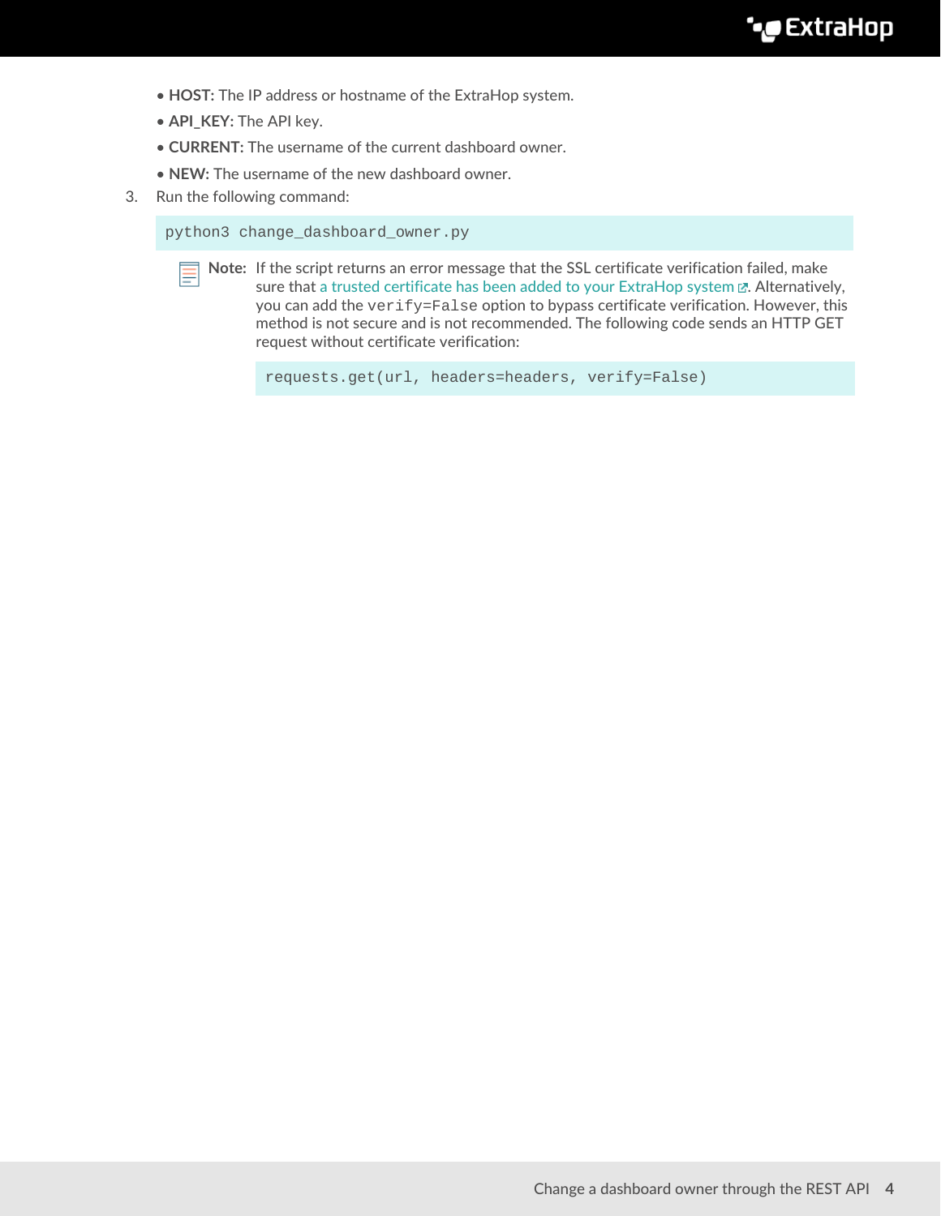- **HOST:** The IP address or hostname of the ExtraHop system.
- **API_KEY:** The API key.
- **CURRENT:** The username of the current dashboard owner.
- **NEW:** The username of the new dashboard owner.

3. Run the following command:

```
python3 change_dashboard_owner.py
```

**Note:** If the script returns an error message that the SSL certificate verification failed, make sure that a trusted certificate has been added to your ExtraHop system. Alternatively, you can add the `verify=False` option to bypass certificate verification. However, this method is not secure and is not recommended. The following code sends an HTTP GET request without certificate verification:

```
requests.get(url, headers=headers, verify=False)
```